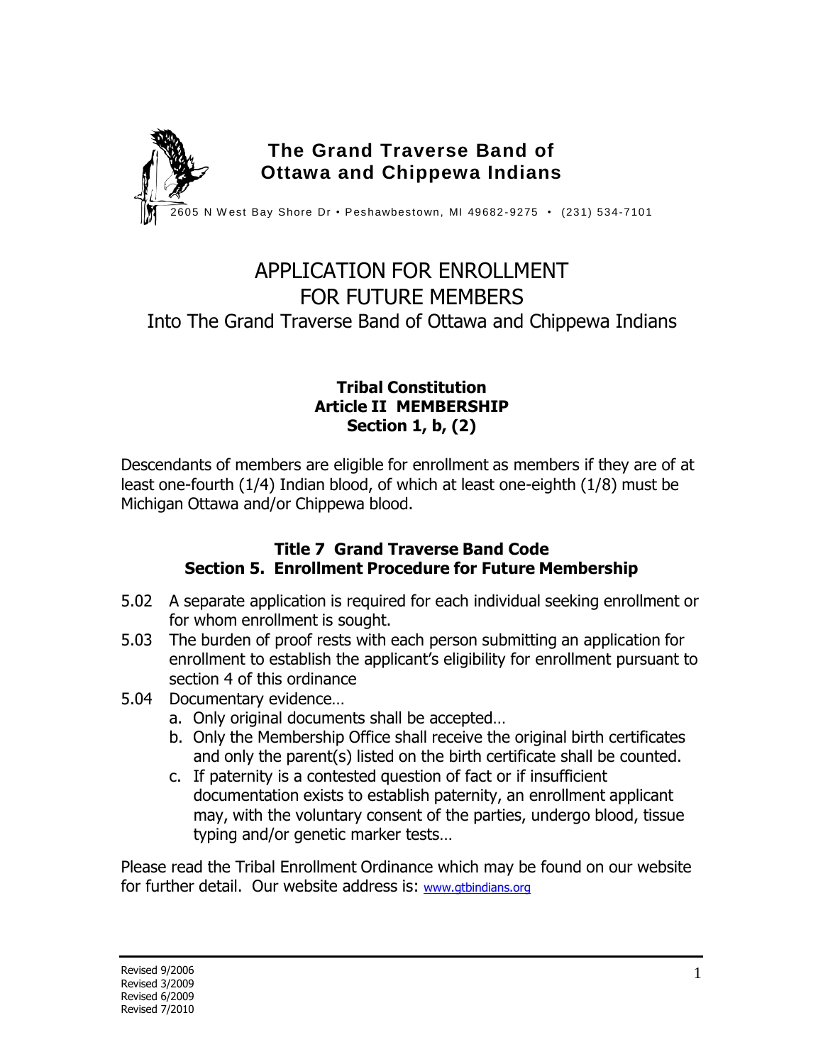# The Grand Traverse Band of Ottawa and Chippewa Indians

2605 N West Bay Shore Dr • Peshawbestown, MI 49682-9275 • (231) 534-7101

# APPLICATION FOR ENROLLMENT FOR FUTURE MEMBERS

## Into The Grand Traverse Band of Ottawa and Chippewa Indians

**Tribal Constitution**
**Article II MEMBERSHIP**
**Section 1, b, (2)**

Descendants of members are eligible for enrollment as members if they are of at least one-fourth (1/4) Indian blood, of which at least one-eighth (1/8) must be Michigan Ottawa and/or Chippewa blood.

**Title 7 Grand Traverse Band Code**
**Section 5. Enrollment Procedure for Future Membership**

5.02 A separate application is required for each individual seeking enrollment or for whom enrollment is sought.

5.03 The burden of proof rests with each person submitting an application for enrollment to establish the applicant's eligibility for enrollment pursuant to section 4 of this ordinance

5.04 Documentary evidence…

  a. Only original documents shall be accepted…
  b. Only the Membership Office shall receive the original birth certificates and only the parent(s) listed on the birth certificate shall be counted.
  c. If paternity is a contested question of fact or if insufficient documentation exists to establish paternity, an enrollment applicant may, with the voluntary consent of the parties, undergo blood, tissue typing and/or genetic marker tests…

Please read the Tribal Enrollment Ordinance which may be found on our website for further detail. Our website address is: www.gtbindians.org

Revised 9/2006
Revised 3/2009
Revised 6/2009
Revised 7/2010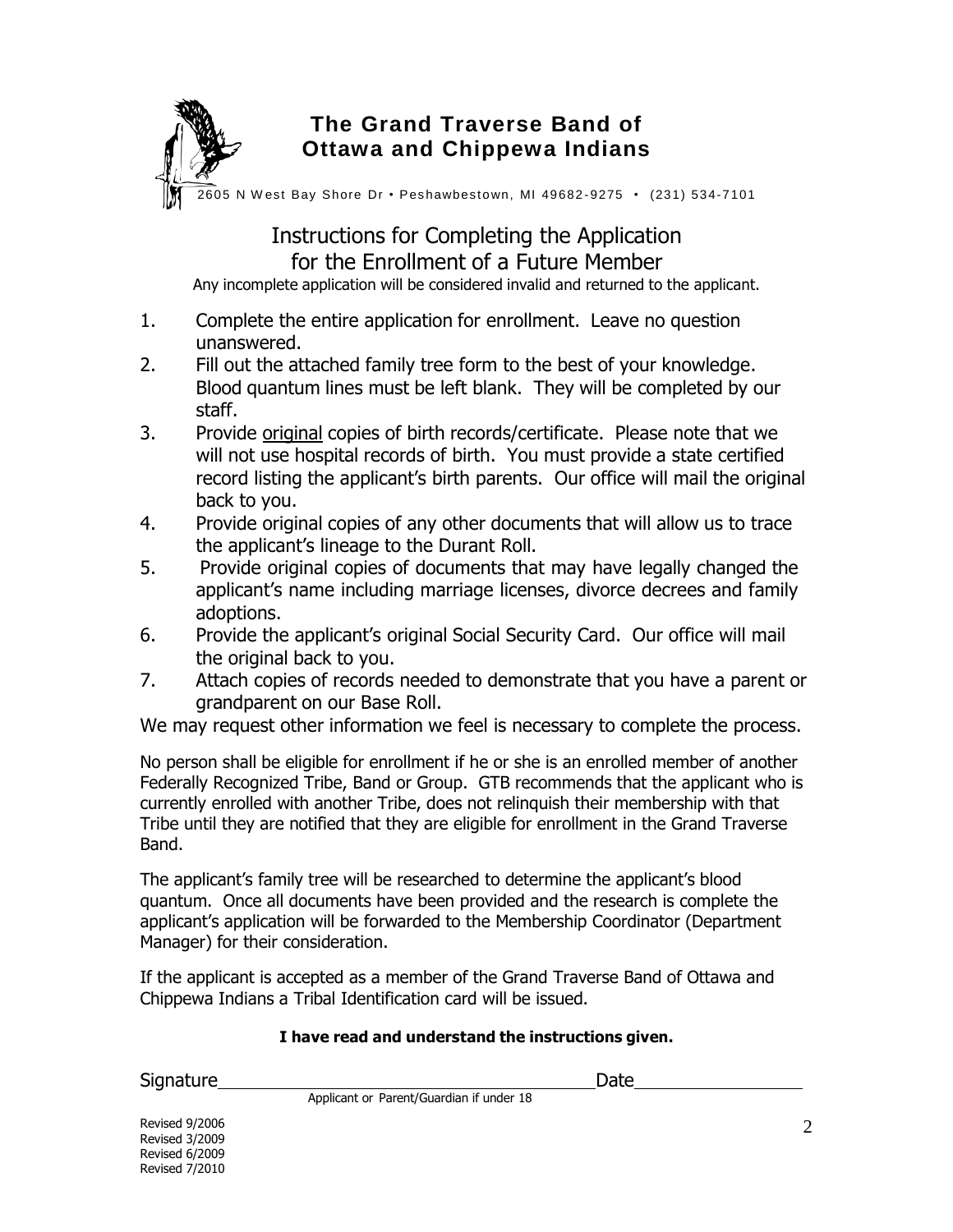# The Grand Traverse Band of Ottawa and Chippewa Indians

2605 N West Bay Shore Dr • Peshawbestown, MI 49682-9275 • (231) 534-7101

## Instructions for Completing the Application for the Enrollment of a Future Member

Any incomplete application will be considered invalid and returned to the applicant.

1. Complete the entire application for enrollment. Leave no question unanswered.
2. Fill out the attached family tree form to the best of your knowledge. Blood quantum lines must be left blank. They will be completed by our staff.
3. Provide original copies of birth records/certificate. Please note that we will not use hospital records of birth. You must provide a state certified record listing the applicant's birth parents. Our office will mail the original back to you.
4. Provide original copies of any other documents that will allow us to trace the applicant's lineage to the Durant Roll.
5. Provide original copies of documents that may have legally changed the applicant's name including marriage licenses, divorce decrees and family adoptions.
6. Provide the applicant's original Social Security Card. Our office will mail the original back to you.
7. Attach copies of records needed to demonstrate that you have a parent or grandparent on our Base Roll.

We may request other information we feel is necessary to complete the process.

No person shall be eligible for enrollment if he or she is an enrolled member of another Federally Recognized Tribe, Band or Group. GTB recommends that the applicant who is currently enrolled with another Tribe, does not relinquish their membership with that Tribe until they are notified that they are eligible for enrollment in the Grand Traverse Band.

The applicant's family tree will be researched to determine the applicant's blood quantum. Once all documents have been provided and the research is complete the applicant's application will be forwarded to the Membership Coordinator (Department Manager) for their consideration.

If the applicant is accepted as a member of the Grand Traverse Band of Ottawa and Chippewa Indians a Tribal Identification card will be issued.

**I have read and understand the instructions given.**

Signature\_\_\_\_\_\_\_\_\_\_\_\_\_\_\_\_\_\_\_\_\_\_\_\_\_\_\_\_\_\_\_\_\_\_\_\_ Date\_\_\_\_\_\_\_\_\_\_\_\_\_\_\_\_

Applicant or Parent/Guardian if under 18

Revised 9/2006
Revised 3/2009
Revised 6/2009
Revised 7/2010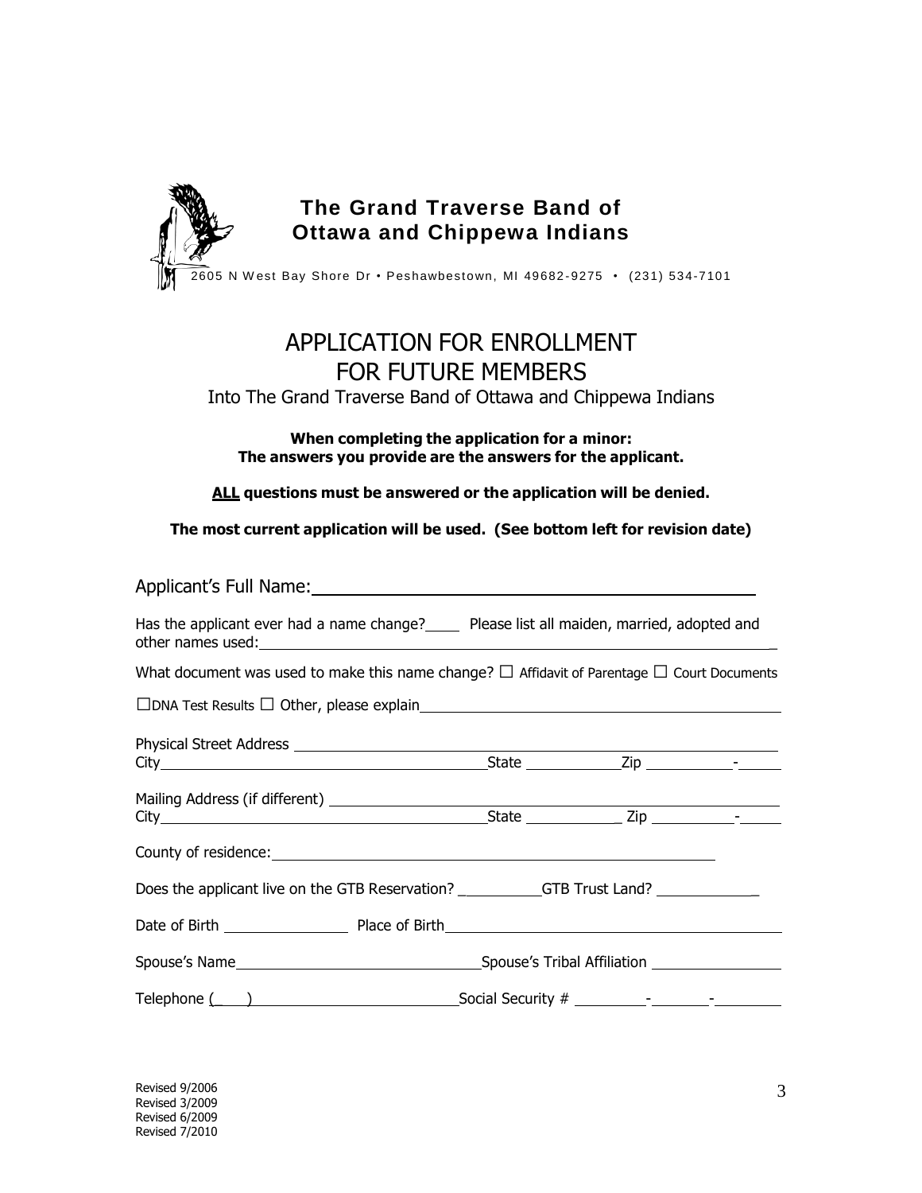# The Grand Traverse Band of Ottawa and Chippewa Indians

2605 N West Bay Shore Dr • Peshawbestown, MI 49682-9275 • (231) 534-7101

# APPLICATION FOR ENROLLMENT FOR FUTURE MEMBERS

Into The Grand Traverse Band of Ottawa and Chippewa Indians

**When completing the application for a minor: The answers you provide are the answers for the applicant.**

**ALL questions must be answered or the application will be denied.**

**The most current application will be used. (See bottom left for revision date)**

Applicant's Full Name: ____________________________________________

Has the applicant ever had a name change? ____ Please list all maiden, married, adopted and other names used: ____________________________________________

What document was used to make this name change? ☐ Affidavit of Parentage ☐ Court Documents

☐ DNA Test Results ☐ Other, please explain ____________________________________________

Physical Street Address ____________________________________________

City ______________________ State ____________ Zip __________-______

Mailing Address (if different) ____________________________________________

City ______________________ State ____________ Zip __________-______

County of residence: ____________________________________________

Does the applicant live on the GTB Reservation? __________ GTB Trust Land? ____________

Date of Birth ______________ Place of Birth ____________________________________________

Spouse's Name ______________________ Spouse's Tribal Affiliation ______________

Telephone (___) ______________________ Social Security # ________-_______-________

Revised 9/2006
Revised 3/2009
Revised 6/2009
Revised 7/2010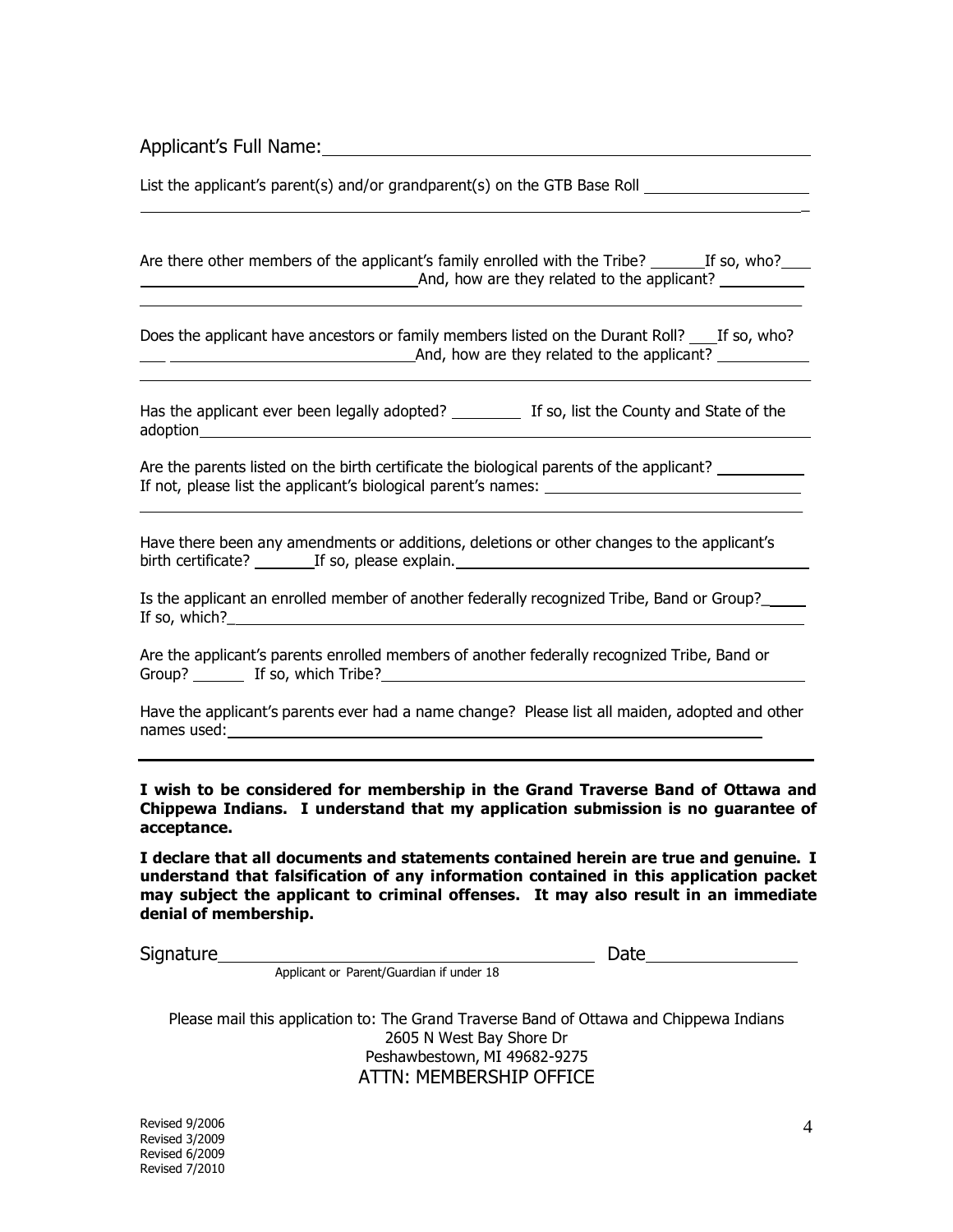Applicant's Full Name: ______________________________________________

List the applicant's parent(s) and/or grandparent(s) on the GTB Base Roll ___________________
__________________________________________________________________________

Are there other members of the applicant's family enrolled with the Tribe? ______ If so, who? ___
_________________________________ And, how are they related to the applicant? __________
__________________________________________________________________________

Does the applicant have ancestors or family members listed on the Durant Roll? ___ If so, who?
___ ______________________________ And, how are they related to the applicant? ___________
__________________________________________________________________________

Has the applicant ever been legally adopted? ________ If so, list the County and State of the adoption ______________________________________________________________

Are the parents listed on the birth certificate the biological parents of the applicant? __________
If not, please list the applicant's biological parent's names: ______________________________
__________________________________________________________________________

Have there been any amendments or additions, deletions or other changes to the applicant's birth certificate? _______ If so, please explain. ________________________________________

Is the applicant an enrolled member of another federally recognized Tribe, Band or Group? _____
If so, which? ______________________________________________________________

Are the applicant's parents enrolled members of another federally recognized Tribe, Band or Group? ______ If so, which Tribe? ___________________________________________________

Have the applicant's parents ever had a name change? Please list all maiden, adopted and other names used: ___________________________________________________________

---

**I wish to be considered for membership in the Grand Traverse Band of Ottawa and Chippewa Indians. I understand that my application submission is no guarantee of acceptance.**

**I declare that all documents and statements contained herein are true and genuine. I understand that falsification of any information contained in this application packet may subject the applicant to criminal offenses. It may also result in an immediate denial of membership.**

Signature ____________________________________________ Date _______________
Applicant or Parent/Guardian if under 18

Please mail this application to: The Grand Traverse Band of Ottawa and Chippewa Indians
2605 N West Bay Shore Dr
Peshawbestown, MI 49682-9275
ATTN: MEMBERSHIP OFFICE

Revised 9/2006
Revised 3/2009
Revised 6/2009
Revised 7/2010